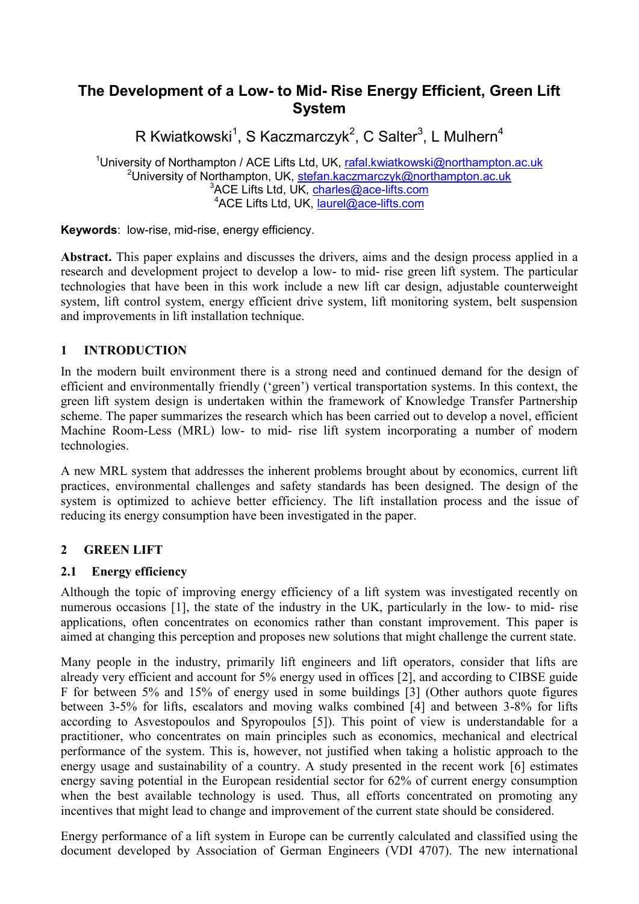# The Development of a Low- to Mid- Rise Energy Efficient, Green Lift System

R Kwiatkowski[1], S Kaczmarczyk[2], C Salter[3], L Mulhern[4]

[1]University of Northampton / ACE Lifts Ltd, UK, rafal.kwiatkowski@northampton.ac.uk
[2]University of Northampton, UK, stefan.kaczmarczyk@northampton.ac.uk
[3]ACE Lifts Ltd, UK, charles@ace-lifts.com
[4]ACE Lifts Ltd, UK, laurel@ace-lifts.com

**Keywords**: low-rise, mid-rise, energy efficiency.

**Abstract.** This paper explains and discusses the drivers, aims and the design process applied in a research and development project to develop a low- to mid- rise green lift system. The particular technologies that have been in this work include a new lift car design, adjustable counterweight system, lift control system, energy efficient drive system, lift monitoring system, belt suspension and improvements in lift installation technique.

## 1 INTRODUCTION

In the modern built environment there is a strong need and continued demand for the design of efficient and environmentally friendly ('green') vertical transportation systems. In this context, the green lift system design is undertaken within the framework of Knowledge Transfer Partnership scheme. The paper summarizes the research which has been carried out to develop a novel, efficient Machine Room-Less (MRL) low- to mid- rise lift system incorporating a number of modern technologies.

A new MRL system that addresses the inherent problems brought about by economics, current lift practices, environmental challenges and safety standards has been designed. The design of the system is optimized to achieve better efficiency. The lift installation process and the issue of reducing its energy consumption have been investigated in the paper.

## 2 GREEN LIFT

### 2.1 Energy efficiency

Although the topic of improving energy efficiency of a lift system was investigated recently on numerous occasions [1], the state of the industry in the UK, particularly in the low- to mid- rise applications, often concentrates on economics rather than constant improvement. This paper is aimed at changing this perception and proposes new solutions that might challenge the current state.

Many people in the industry, primarily lift engineers and lift operators, consider that lifts are already very efficient and account for 5% energy used in offices [2], and according to CIBSE guide F for between 5% and 15% of energy used in some buildings [3] (Other authors quote figures between 3-5% for lifts, escalators and moving walks combined [4] and between 3-8% for lifts according to Asvestopoulos and Spyropoulos [5]). This point of view is understandable for a practitioner, who concentrates on main principles such as economics, mechanical and electrical performance of the system. This is, however, not justified when taking a holistic approach to the energy usage and sustainability of a country. A study presented in the recent work [6] estimates energy saving potential in the European residential sector for 62% of current energy consumption when the best available technology is used. Thus, all efforts concentrated on promoting any incentives that might lead to change and improvement of the current state should be considered.

Energy performance of a lift system in Europe can be currently calculated and classified using the document developed by Association of German Engineers (VDI 4707). The new international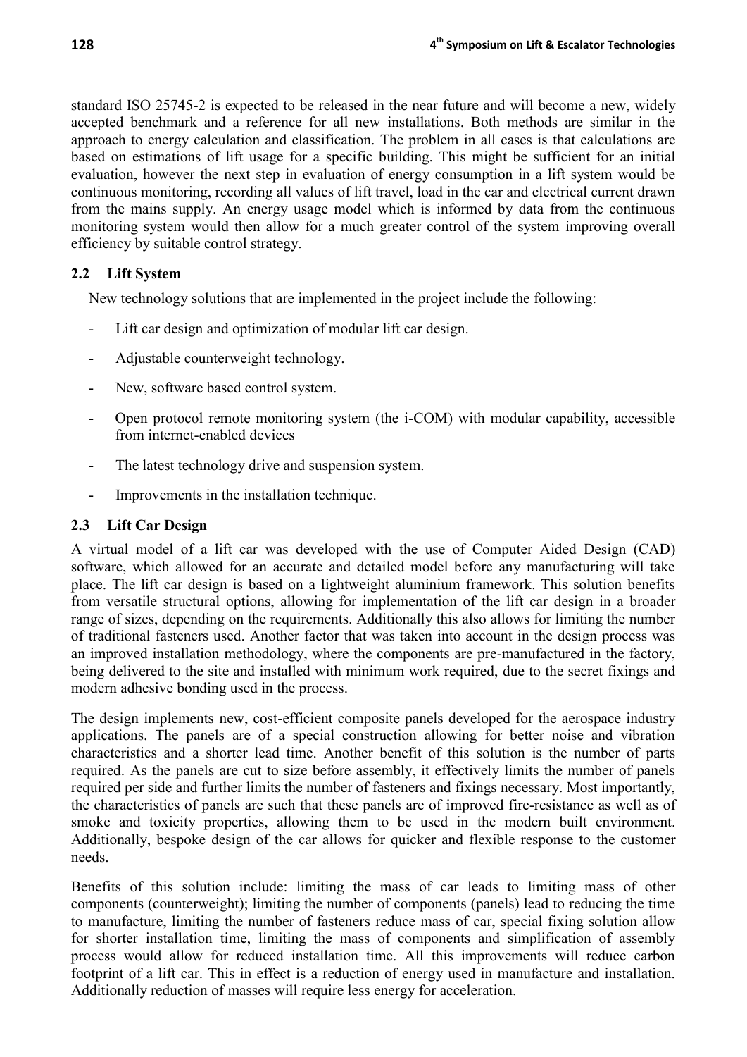standard ISO 25745-2 is expected to be released in the near future and will become a new, widely accepted benchmark and a reference for all new installations. Both methods are similar in the approach to energy calculation and classification. The problem in all cases is that calculations are based on estimations of lift usage for a specific building. This might be sufficient for an initial evaluation, however the next step in evaluation of energy consumption in a lift system would be continuous monitoring, recording all values of lift travel, load in the car and electrical current drawn from the mains supply. An energy usage model which is informed by data from the continuous monitoring system would then allow for a much greater control of the system improving overall efficiency by suitable control strategy.

## 2.2 Lift System

New technology solutions that are implemented in the project include the following:

- Lift car design and optimization of modular lift car design.
- Adjustable counterweight technology.
- New, software based control system.
- Open protocol remote monitoring system (the i-COM) with modular capability, accessible from internet-enabled devices
- The latest technology drive and suspension system.
- Improvements in the installation technique.

## 2.3 Lift Car Design

A virtual model of a lift car was developed with the use of Computer Aided Design (CAD) software, which allowed for an accurate and detailed model before any manufacturing will take place. The lift car design is based on a lightweight aluminium framework. This solution benefits from versatile structural options, allowing for implementation of the lift car design in a broader range of sizes, depending on the requirements. Additionally this also allows for limiting the number of traditional fasteners used. Another factor that was taken into account in the design process was an improved installation methodology, where the components are pre-manufactured in the factory, being delivered to the site and installed with minimum work required, due to the secret fixings and modern adhesive bonding used in the process.

The design implements new, cost-efficient composite panels developed for the aerospace industry applications. The panels are of a special construction allowing for better noise and vibration characteristics and a shorter lead time. Another benefit of this solution is the number of parts required. As the panels are cut to size before assembly, it effectively limits the number of panels required per side and further limits the number of fasteners and fixings necessary. Most importantly, the characteristics of panels are such that these panels are of improved fire-resistance as well as of smoke and toxicity properties, allowing them to be used in the modern built environment. Additionally, bespoke design of the car allows for quicker and flexible response to the customer needs.

Benefits of this solution include: limiting the mass of car leads to limiting mass of other components (counterweight); limiting the number of components (panels) lead to reducing the time to manufacture, limiting the number of fasteners reduce mass of car, special fixing solution allow for shorter installation time, limiting the mass of components and simplification of assembly process would allow for reduced installation time. All this improvements will reduce carbon footprint of a lift car. This in effect is a reduction of energy used in manufacture and installation. Additionally reduction of masses will require less energy for acceleration.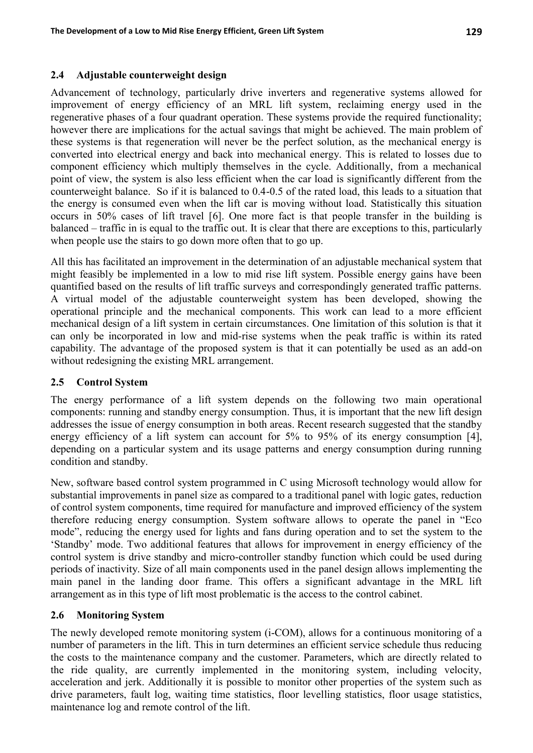### 2.4 Adjustable counterweight design

Advancement of technology, particularly drive inverters and regenerative systems allowed for improvement of energy efficiency of an MRL lift system, reclaiming energy used in the regenerative phases of a four quadrant operation. These systems provide the required functionality; however there are implications for the actual savings that might be achieved. The main problem of these systems is that regeneration will never be the perfect solution, as the mechanical energy is converted into electrical energy and back into mechanical energy. This is related to losses due to component efficiency which multiply themselves in the cycle. Additionally, from a mechanical point of view, the system is also less efficient when the car load is significantly different from the counterweight balance. So if it is balanced to 0.4-0.5 of the rated load, this leads to a situation that the energy is consumed even when the lift car is moving without load. Statistically this situation occurs in 50% cases of lift travel [6]. One more fact is that people transfer in the building is balanced – traffic in is equal to the traffic out. It is clear that there are exceptions to this, particularly when people use the stairs to go down more often that to go up.

All this has facilitated an improvement in the determination of an adjustable mechanical system that might feasibly be implemented in a low to mid rise lift system. Possible energy gains have been quantified based on the results of lift traffic surveys and correspondingly generated traffic patterns. A virtual model of the adjustable counterweight system has been developed, showing the operational principle and the mechanical components. This work can lead to a more efficient mechanical design of a lift system in certain circumstances. One limitation of this solution is that it can only be incorporated in low and mid-rise systems when the peak traffic is within its rated capability. The advantage of the proposed system is that it can potentially be used as an add-on without redesigning the existing MRL arrangement.

### 2.5 Control System

The energy performance of a lift system depends on the following two main operational components: running and standby energy consumption. Thus, it is important that the new lift design addresses the issue of energy consumption in both areas. Recent research suggested that the standby energy efficiency of a lift system can account for 5% to 95% of its energy consumption [4], depending on a particular system and its usage patterns and energy consumption during running condition and standby.

New, software based control system programmed in C using Microsoft technology would allow for substantial improvements in panel size as compared to a traditional panel with logic gates, reduction of control system components, time required for manufacture and improved efficiency of the system therefore reducing energy consumption. System software allows to operate the panel in "Eco mode", reducing the energy used for lights and fans during operation and to set the system to the 'Standby' mode. Two additional features that allows for improvement in energy efficiency of the control system is drive standby and micro-controller standby function which could be used during periods of inactivity. Size of all main components used in the panel design allows implementing the main panel in the landing door frame. This offers a significant advantage in the MRL lift arrangement as in this type of lift most problematic is the access to the control cabinet.

### 2.6 Monitoring System

The newly developed remote monitoring system (i-COM), allows for a continuous monitoring of a number of parameters in the lift. This in turn determines an efficient service schedule thus reducing the costs to the maintenance company and the customer. Parameters, which are directly related to the ride quality, are currently implemented in the monitoring system, including velocity, acceleration and jerk. Additionally it is possible to monitor other properties of the system such as drive parameters, fault log, waiting time statistics, floor levelling statistics, floor usage statistics, maintenance log and remote control of the lift.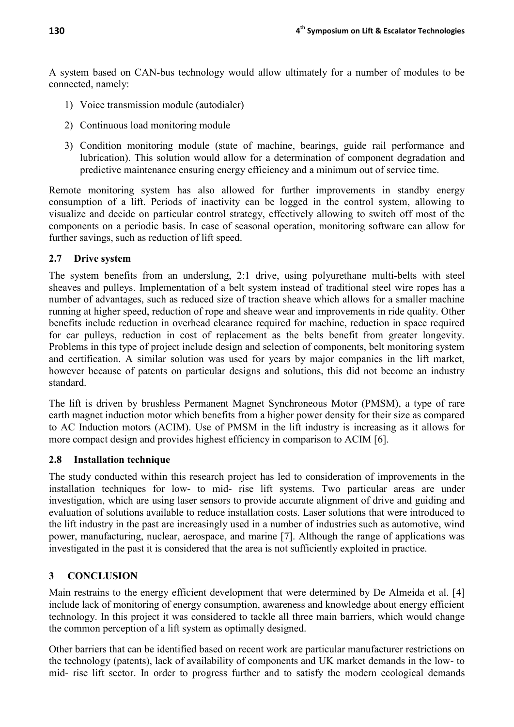A system based on CAN-bus technology would allow ultimately for a number of modules to be connected, namely:

1) Voice transmission module (autodialer)
2) Continuous load monitoring module
3) Condition monitoring module (state of machine, bearings, guide rail performance and lubrication). This solution would allow for a determination of component degradation and predictive maintenance ensuring energy efficiency and a minimum out of service time.

Remote monitoring system has also allowed for further improvements in standby energy consumption of a lift. Periods of inactivity can be logged in the control system, allowing to visualize and decide on particular control strategy, effectively allowing to switch off most of the components on a periodic basis. In case of seasonal operation, monitoring software can allow for further savings, such as reduction of lift speed.

### 2.7 Drive system

The system benefits from an underslung, 2:1 drive, using polyurethane multi-belts with steel sheaves and pulleys. Implementation of a belt system instead of traditional steel wire ropes has a number of advantages, such as reduced size of traction sheave which allows for a smaller machine running at higher speed, reduction of rope and sheave wear and improvements in ride quality. Other benefits include reduction in overhead clearance required for machine, reduction in space required for car pulleys, reduction in cost of replacement as the belts benefit from greater longevity. Problems in this type of project include design and selection of components, belt monitoring system and certification. A similar solution was used for years by major companies in the lift market, however because of patents on particular designs and solutions, this did not become an industry standard.

The lift is driven by brushless Permanent Magnet Synchroneous Motor (PMSM), a type of rare earth magnet induction motor which benefits from a higher power density for their size as compared to AC Induction motors (ACIM). Use of PMSM in the lift industry is increasing as it allows for more compact design and provides highest efficiency in comparison to ACIM [6].

### 2.8 Installation technique

The study conducted within this research project has led to consideration of improvements in the installation techniques for low- to mid- rise lift systems. Two particular areas are under investigation, which are using laser sensors to provide accurate alignment of drive and guiding and evaluation of solutions available to reduce installation costs. Laser solutions that were introduced to the lift industry in the past are increasingly used in a number of industries such as automotive, wind power, manufacturing, nuclear, aerospace, and marine [7]. Although the range of applications was investigated in the past it is considered that the area is not sufficiently exploited in practice.

## 3 CONCLUSION

Main restrains to the energy efficient development that were determined by De Almeida et al. [4] include lack of monitoring of energy consumption, awareness and knowledge about energy efficient technology. In this project it was considered to tackle all three main barriers, which would change the common perception of a lift system as optimally designed.

Other barriers that can be identified based on recent work are particular manufacturer restrictions on the technology (patents), lack of availability of components and UK market demands in the low- to mid- rise lift sector. In order to progress further and to satisfy the modern ecological demands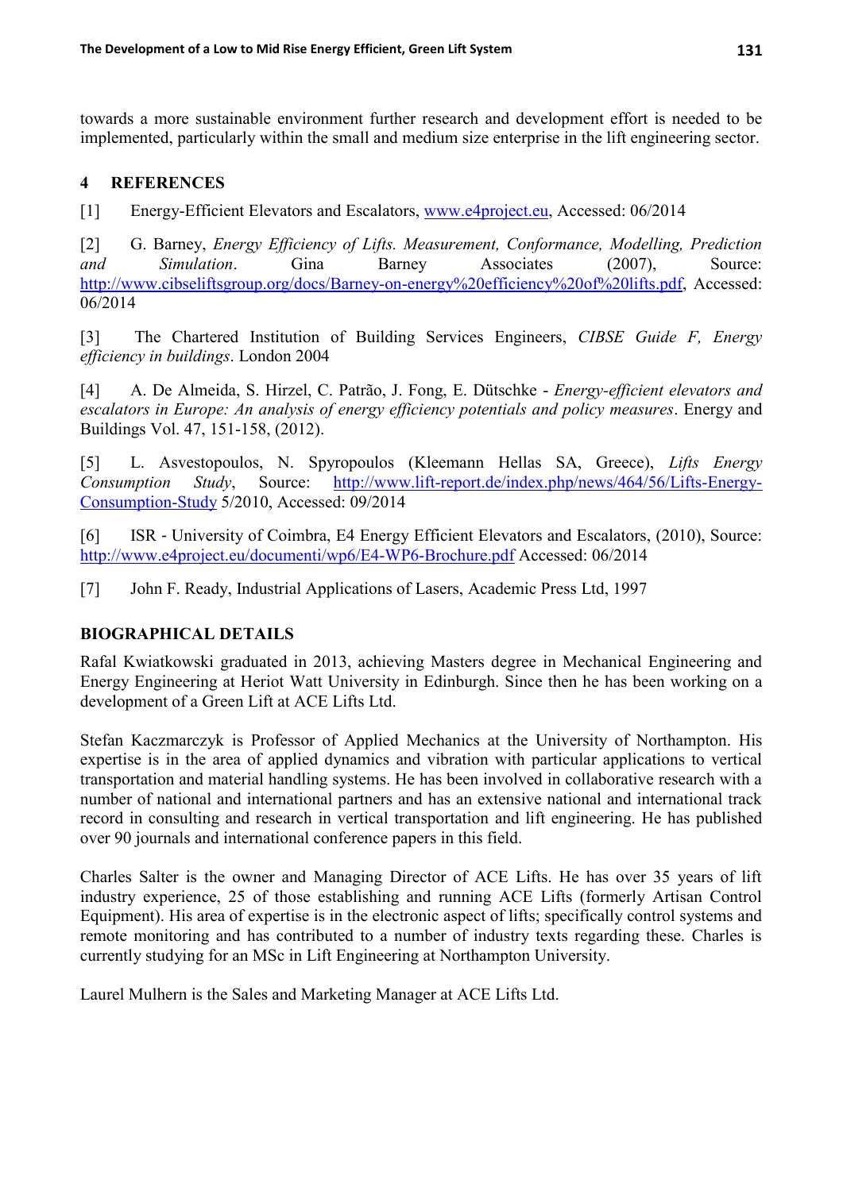towards a more sustainable environment further research and development effort is needed to be implemented, particularly within the small and medium size enterprise in the lift engineering sector.

## 4 REFERENCES

[1] Energy-Efficient Elevators and Escalators, www.e4project.eu, Accessed: 06/2014

[2] G. Barney, *Energy Efficiency of Lifts. Measurement, Conformance, Modelling, Prediction and Simulation*. Gina Barney Associates (2007), Source: http://www.cibseliftsgroup.org/docs/Barney-on-energy%20efficiency%20of%20lifts.pdf, Accessed: 06/2014

[3] The Chartered Institution of Building Services Engineers, *CIBSE Guide F, Energy efficiency in buildings*. London 2004

[4] A. De Almeida, S. Hirzel, C. Patrão, J. Fong, E. Dütschke - *Energy-efficient elevators and escalators in Europe: An analysis of energy efficiency potentials and policy measures*. Energy and Buildings Vol. 47, 151-158, (2012).

[5] L. Asvestopoulos, N. Spyropoulos (Kleemann Hellas SA, Greece), *Lifts Energy Consumption Study*, Source: http://www.lift-report.de/index.php/news/464/56/Lifts-Energy-Consumption-Study 5/2010, Accessed: 09/2014

[6] ISR - University of Coimbra, E4 Energy Efficient Elevators and Escalators, (2010), Source: http://www.e4project.eu/documenti/wp6/E4-WP6-Brochure.pdf Accessed: 06/2014

[7] John F. Ready, Industrial Applications of Lasers, Academic Press Ltd, 1997

## BIOGRAPHICAL DETAILS

Rafal Kwiatkowski graduated in 2013, achieving Masters degree in Mechanical Engineering and Energy Engineering at Heriot Watt University in Edinburgh. Since then he has been working on a development of a Green Lift at ACE Lifts Ltd.

Stefan Kaczmarczyk is Professor of Applied Mechanics at the University of Northampton. His expertise is in the area of applied dynamics and vibration with particular applications to vertical transportation and material handling systems. He has been involved in collaborative research with a number of national and international partners and has an extensive national and international track record in consulting and research in vertical transportation and lift engineering. He has published over 90 journals and international conference papers in this field.

Charles Salter is the owner and Managing Director of ACE Lifts. He has over 35 years of lift industry experience, 25 of those establishing and running ACE Lifts (formerly Artisan Control Equipment). His area of expertise is in the electronic aspect of lifts; specifically control systems and remote monitoring and has contributed to a number of industry texts regarding these. Charles is currently studying for an MSc in Lift Engineering at Northampton University.

Laurel Mulhern is the Sales and Marketing Manager at ACE Lifts Ltd.